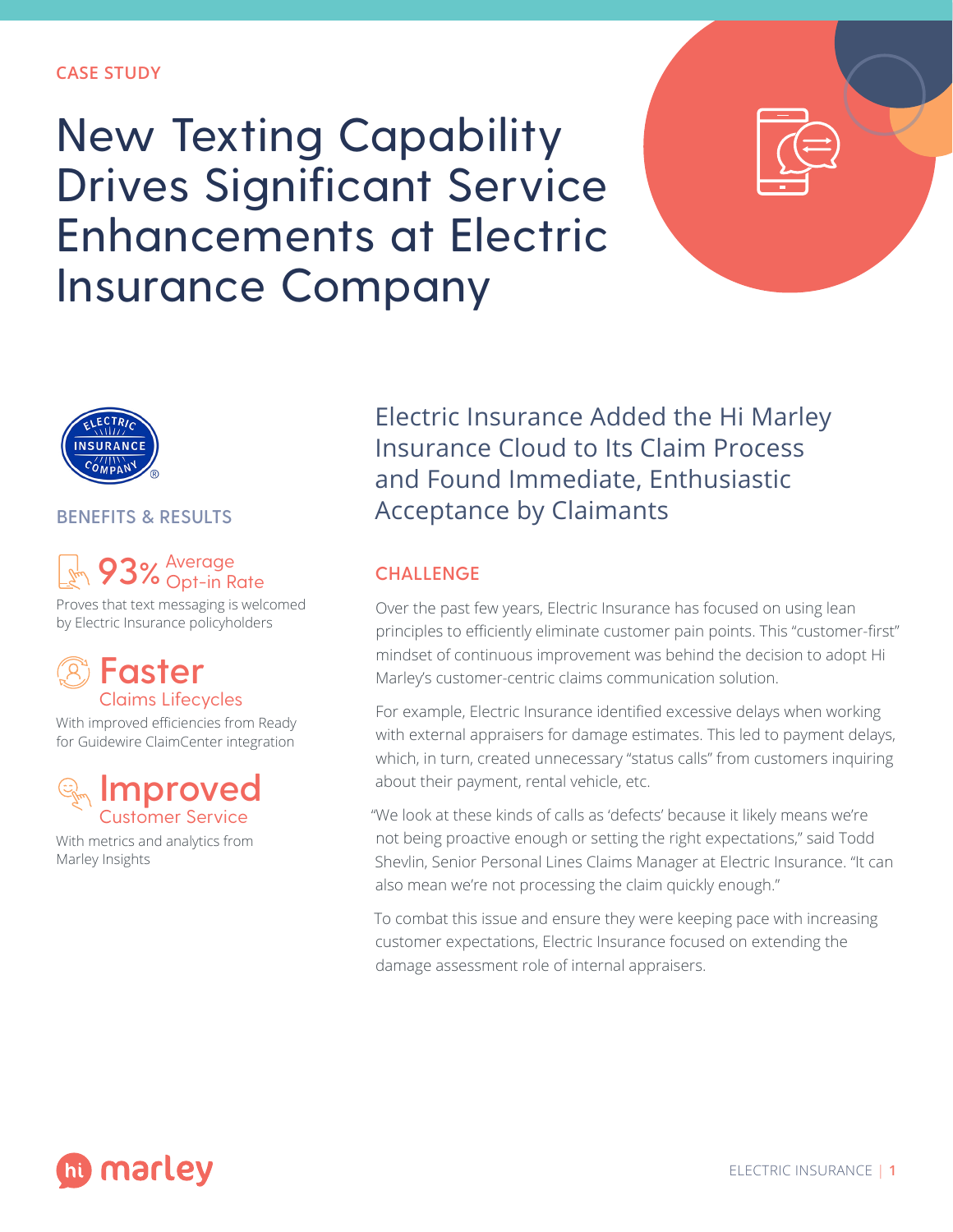CASE STUDY

# New Texting Capability Drives Significant Service Enhancements at Electric Insurance Company

## BENEFITS & RESULTS

**93%** Average Opt-in Rate

Proves that text messaging is welcomed by Electric Insurance policyholders

**Faster** Claims Lifecycles

With improved efficiencies from Ready for Guidewire ClaimCenter integration

**Improved** Customer Service

With metrics and analytics from Marley Insights

## Electric Insurance Added the Hi Marley Insurance Cloud to Its Claim Process and Found Immediate, Enthusiastic Acceptance by Claimants

### CHALLENGE

Over the past few years, Electric Insurance has focused on using lean principles to efficiently eliminate customer pain points. This "customer-first" mindset of continuous improvement was behind the decision to adopt Hi Marley's customer-centric claims communication solution.

For example, Electric Insurance identified excessive delays when working with external appraisers for damage estimates. This led to payment delays, which, in turn, created unnecessary "status calls" from customers inquiring about their payment, rental vehicle, etc.

"We look at these kinds of calls as 'defects' because it likely means we're not being proactive enough or setting the right expectations," said Todd Shevlin, Senior Personal Lines Claims Manager at Electric Insurance. "It can also mean we're not processing the claim quickly enough."

To combat this issue and ensure they were keeping pace with increasing customer expectations, Electric Insurance focused on extending the damage assessment role of internal appraisers.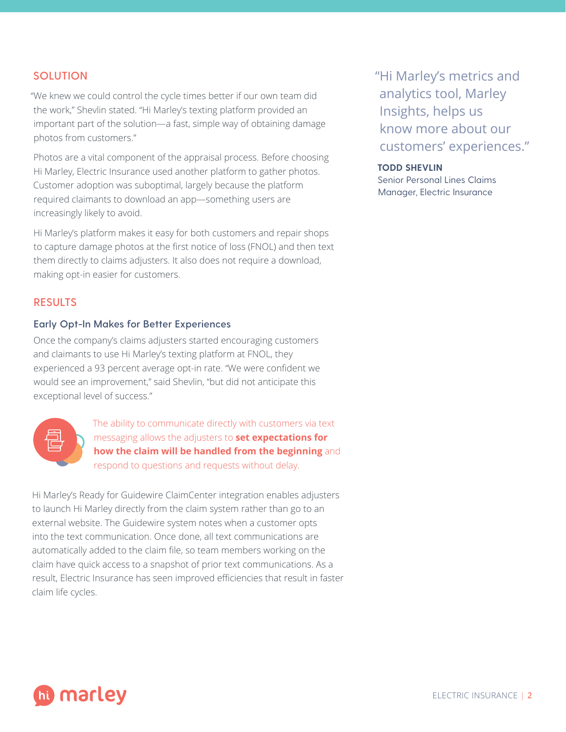## SOLUTION

"We knew we could control the cycle times better if our own team did the work," Shevlin stated. "Hi Marley's texting platform provided an important part of the solution—a fast, simple way of obtaining damage photos from customers."

Photos are a vital component of the appraisal process. Before choosing Hi Marley, Electric Insurance used another platform to gather photos. Customer adoption was suboptimal, largely because the platform required claimants to download an app—something users are increasingly likely to avoid.

Hi Marley's platform makes it easy for both customers and repair shops to capture damage photos at the first notice of loss (FNOL) and then text them directly to claims adjusters. It also does not require a download, making opt-in easier for customers.

## RESULTS

### Early Opt-In Makes for Better Experiences

Once the company's claims adjusters started encouraging customers and claimants to use Hi Marley's texting platform at FNOL, they experienced a 93 percent average opt-in rate. "We were confident we would see an improvement," said Shevlin, "but did not anticipate this exceptional level of success."

The ability to communicate directly with customers via text messaging allows the adjusters to **set expectations for how the claim will be handled from the beginning** and respond to questions and requests without delay.

Hi Marley's Ready for Guidewire ClaimCenter integration enables adjusters to launch Hi Marley directly from the claim system rather than go to an external website. The Guidewire system notes when a customer opts into the text communication. Once done, all text communications are automatically added to the claim file, so team members working on the claim have quick access to a snapshot of prior text communications. As a result, Electric Insurance has seen improved efficiencies that result in faster claim life cycles.

"Hi Marley's metrics and analytics tool, Marley Insights, helps us know more about our customers' experiences."

**TODD SHEVLIN**
Senior Personal Lines Claims Manager, Electric Insurance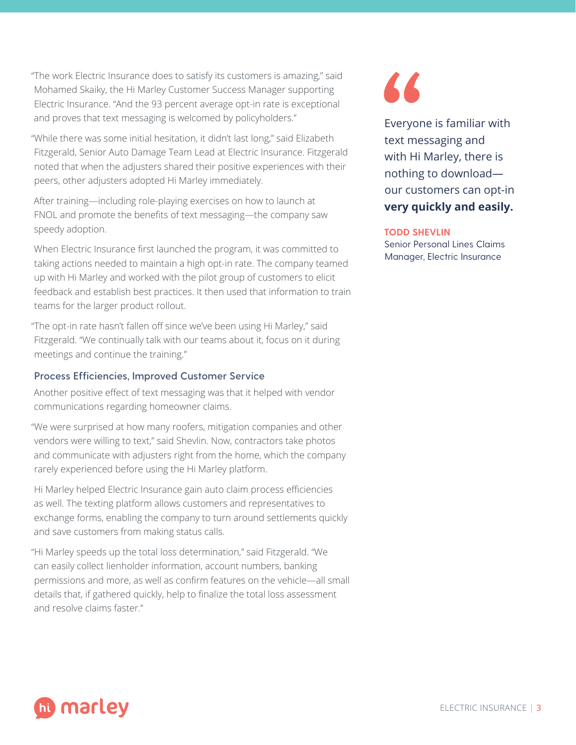"The work Electric Insurance does to satisfy its customers is amazing," said Mohamed Skaiky, the Hi Marley Customer Success Manager supporting Electric Insurance. "And the 93 percent average opt-in rate is exceptional and proves that text messaging is welcomed by policyholders."

"While there was some initial hesitation, it didn't last long," said Elizabeth Fitzgerald, Senior Auto Damage Team Lead at Electric Insurance. Fitzgerald noted that when the adjusters shared their positive experiences with their peers, other adjusters adopted Hi Marley immediately.

After training—including role-playing exercises on how to launch at FNOL and promote the benefits of text messaging—the company saw speedy adoption.

When Electric Insurance first launched the program, it was committed to taking actions needed to maintain a high opt-in rate. The company teamed up with Hi Marley and worked with the pilot group of customers to elicit feedback and establish best practices. It then used that information to train teams for the larger product rollout.

"The opt-in rate hasn't fallen off since we've been using Hi Marley," said Fitzgerald. "We continually talk with our teams about it, focus on it during meetings and continue the training."

### Process Efficiencies, Improved Customer Service

Another positive effect of text messaging was that it helped with vendor communications regarding homeowner claims.

"We were surprised at how many roofers, mitigation companies and other vendors were willing to text," said Shevlin. Now, contractors take photos and communicate with adjusters right from the home, which the company rarely experienced before using the Hi Marley platform.

Hi Marley helped Electric Insurance gain auto claim process efficiencies as well. The texting platform allows customers and representatives to exchange forms, enabling the company to turn around settlements quickly and save customers from making status calls.

"Hi Marley speeds up the total loss determination," said Fitzgerald. "We can easily collect lienholder information, account numbers, banking permissions and more, as well as confirm features on the vehicle—all small details that, if gathered quickly, help to finalize the total loss assessment and resolve claims faster."

> Everyone is familiar with text messaging and with Hi Marley, there is nothing to download—our customers can opt-in **very quickly and easily.**
>
> **TODD SHEVLIN**
> Senior Personal Lines Claims Manager, Electric Insurance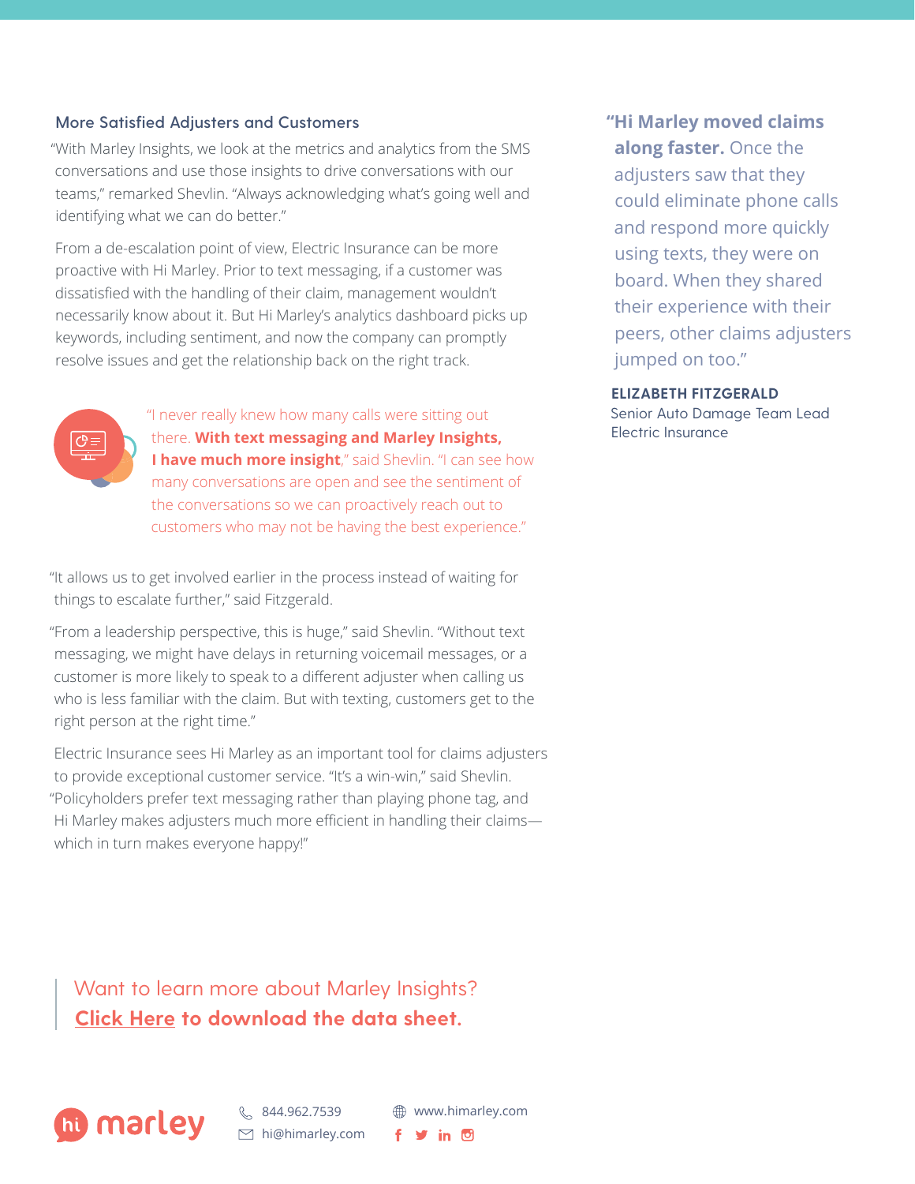### More Satisfied Adjusters and Customers

"With Marley Insights, we look at the metrics and analytics from the SMS conversations and use those insights to drive conversations with our teams," remarked Shevlin. "Always acknowledging what's going well and identifying what we can do better."

From a de-escalation point of view, Electric Insurance can be more proactive with Hi Marley. Prior to text messaging, if a customer was dissatisfied with the handling of their claim, management wouldn't necessarily know about it. But Hi Marley's analytics dashboard picks up keywords, including sentiment, and now the company can promptly resolve issues and get the relationship back on the right track.

"I never really knew how many calls were sitting out there. **With text messaging and Marley Insights, I have much more insight**," said Shevlin. "I can see how many conversations are open and see the sentiment of the conversations so we can proactively reach out to customers who may not be having the best experience."

"It allows us to get involved earlier in the process instead of waiting for things to escalate further," said Fitzgerald.

"From a leadership perspective, this is huge," said Shevlin. "Without text messaging, we might have delays in returning voicemail messages, or a customer is more likely to speak to a different adjuster when calling us who is less familiar with the claim. But with texting, customers get to the right person at the right time."

Electric Insurance sees Hi Marley as an important tool for claims adjusters to provide exceptional customer service. "It's a win-win," said Shevlin. "Policyholders prefer text messaging rather than playing phone tag, and Hi Marley makes adjusters much more efficient in handling their claims—which in turn makes everyone happy!"

> "**Hi Marley moved claims along faster.** Once the adjusters saw that they could eliminate phone calls and respond more quickly using texts, they were on board. When they shared their experience with their peers, other claims adjusters jumped on too."
>
> **ELIZABETH FITZGERALD**
> Senior Auto Damage Team Lead
> Electric Insurance

Want to learn more about Marley Insights?
**Click Here to download the data sheet.**

hi marley

844.962.7539
hi@himarley.com
www.himarley.com